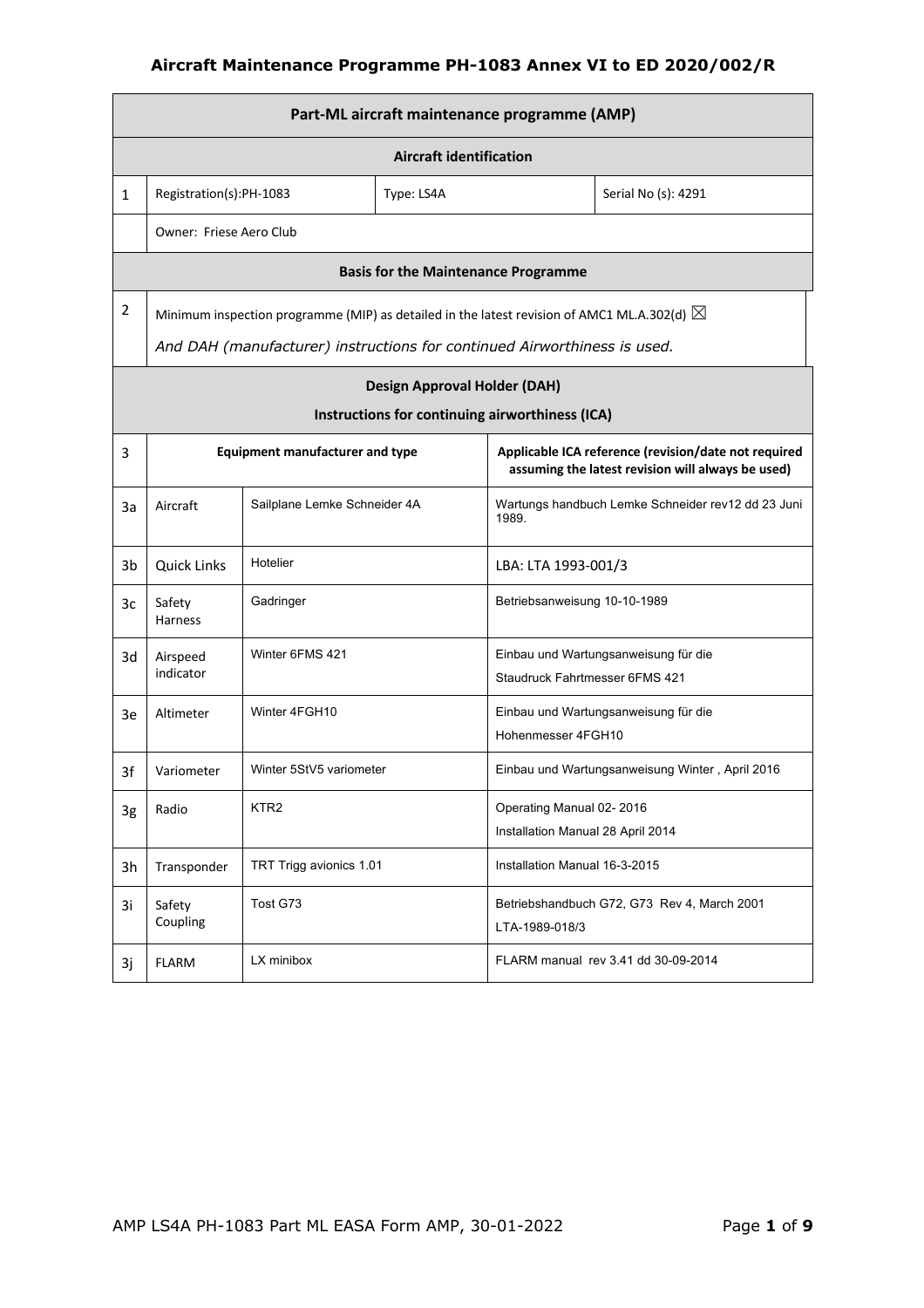# Aircraft Maintenance Programme PH-1083 Annex VI to ED 2020/002/R

| Part-ML aircraft maintenance programme (AMP) | | | |
|---|---|---|---|
| **Aircraft identification** | | | |
| 1 | Registration(s):PH-1083 | Type: LS4A | Serial No (s): 4291 |
| | Owner: Friese Aero Club | | |
| **Basis for the Maintenance Programme** | | | |
| 2 | Minimum inspection programme (MIP) as detailed in the latest revision of AMC1 ML.A.302(d) ☒<br>*And DAH (manufacturer) instructions for continued Airworthiness is used.* | | |

| | **Design Approval Holder (DAH)**<br>**Instructions for continuing airworthiness (ICA)** | | |
|---|---|---|---|
| 3 | **Equipment manufacturer and type** | | **Applicable ICA reference (revision/date not required assuming the latest revision will always be used)** |
| 3a | Aircraft | Sailplane Lemke Schneider 4A | Wartungs handbuch Lemke Schneider rev12 dd 23 Juni 1989. |
| 3b | Quick Links | Hotelier | LBA: LTA 1993-001/3 |
| 3c | Safety Harness | Gadringer | Betriebsanweisung 10-10-1989 |
| 3d | Airspeed indicator | Winter 6FMS 421 | Einbau und Wartungsanweisung für die Staudruck Fahrtmesser 6FMS 421 |
| 3e | Altimeter | Winter 4FGH10 | Einbau und Wartungsanweisung für die Hohenmesser 4FGH10 |
| 3f | Variometer | Winter 5StV5 variometer | Einbau und Wartungsanweisung Winter , April 2016 |
| 3g | Radio | KTR2 | Operating Manual 02- 2016<br>Installation Manual 28 April 2014 |
| 3h | Transponder | TRT Trigg avionics 1.01 | Installation Manual 16-3-2015 |
| 3i | Safety Coupling | Tost G73 | Betriebshandbuch G72, G73 Rev 4, March 2001<br>LTA-1989-018/3 |
| 3j | FLARM | LX minibox | FLARM manual rev 3.41 dd 30-09-2014 |

AMP LS4A PH-1083 Part ML EASA Form AMP, 30-01-2022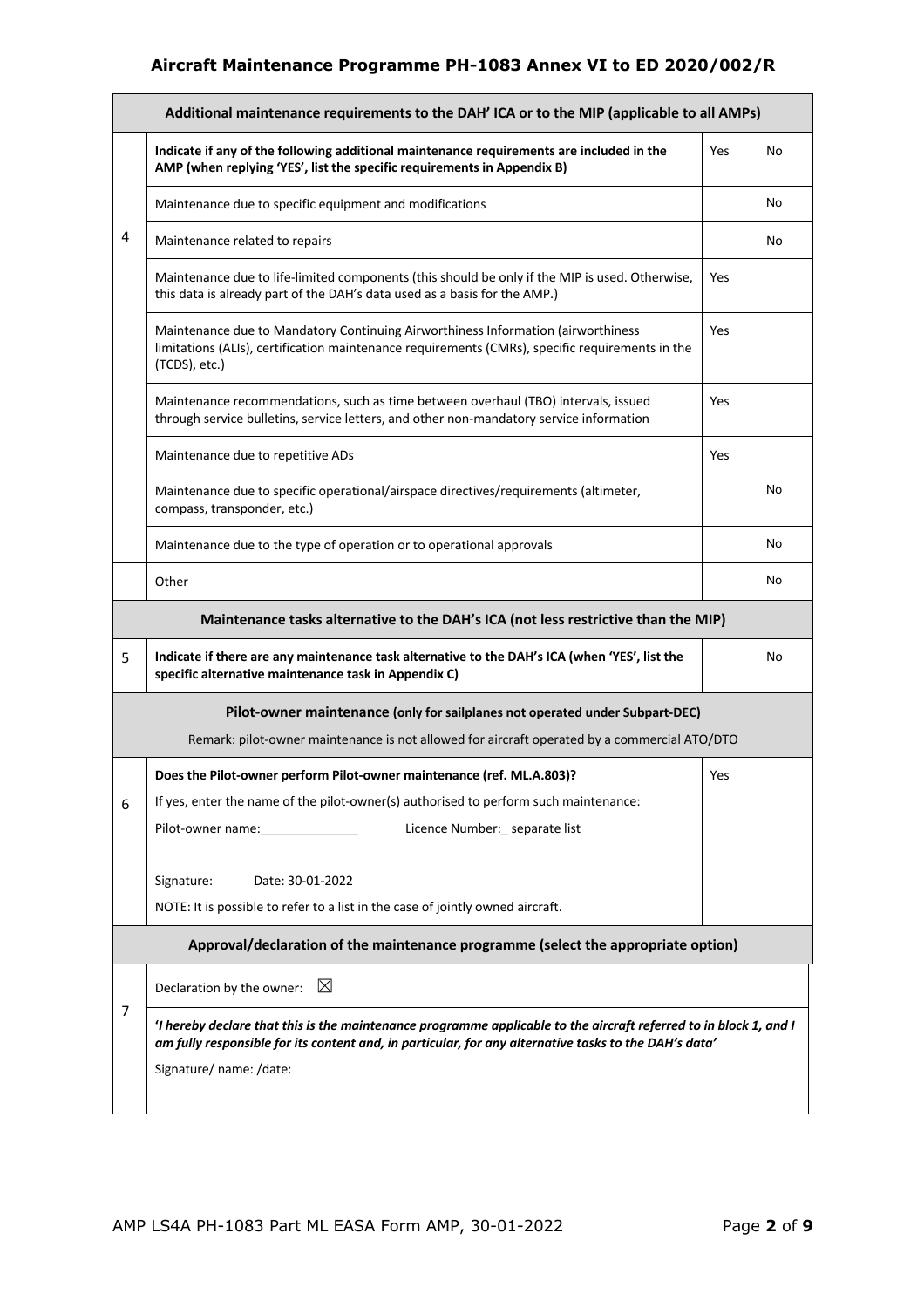| | Additional maintenance requirements to the DAH' ICA or to the MIP (applicable to all AMPs) | | |
|---|---|---|---|
| 4 | **Indicate if any of the following additional maintenance requirements are included in the AMP (when replying 'YES', list the specific requirements in Appendix B)** | Yes | No |
| | Maintenance due to specific equipment and modifications | | No |
| | Maintenance related to repairs | | No |
| | Maintenance due to life-limited components (this should be only if the MIP is used. Otherwise, this data is already part of the DAH's data used as a basis for the AMP.) | Yes | |
| | Maintenance due to Mandatory Continuing Airworthiness Information (airworthiness limitations (ALIs), certification maintenance requirements (CMRs), specific requirements in the (TCDS), etc.) | Yes | |
| | Maintenance recommendations, such as time between overhaul (TBO) intervals, issued through service bulletins, service letters, and other non-mandatory service information | Yes | |
| | Maintenance due to repetitive ADs | Yes | |
| | Maintenance due to specific operational/airspace directives/requirements (altimeter, compass, transponder, etc.) | | No |
| | Maintenance due to the type of operation or to operational approvals | | No |
| | Other | | No |
| | **Maintenance tasks alternative to the DAH's ICA (not less restrictive than the MIP)** | | |
| 5 | **Indicate if there are any maintenance task alternative to the DAH's ICA (when 'YES', list the specific alternative maintenance task in Appendix C)** | | No |
| | **Pilot-owner maintenance** (only for sailplanes not operated under Subpart-DEC)<br>Remark: pilot-owner maintenance is not allowed for aircraft operated by a commercial ATO/DTO | | |
| 6 | **Does the Pilot-owner perform Pilot-owner maintenance (ref. ML.A.803)?**<br>If yes, enter the name of the pilot-owner(s) authorised to perform such maintenance:<br>Pilot-owner name: Licence Number: separate list<br><br>Signature: Date: 30-01-2022<br>NOTE: It is possible to refer to a list in the case of jointly owned aircraft. | Yes | |
| | **Approval/declaration of the maintenance programme (select the appropriate option)** | | |
| 7 | Declaration by the owner: ☒<br>***'I hereby declare that this is the maintenance programme applicable to the aircraft referred to in block 1, and I am fully responsible for its content and, in particular, for any alternative tasks to the DAH's data'***<br>Signature/ name: /date: | | |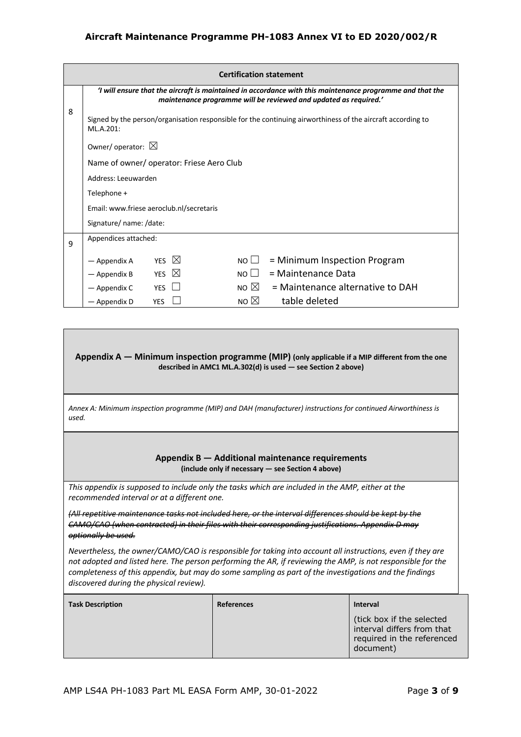| | Certification statement |
|---|---|
| 8 | ***'I will ensure that the aircraft is maintained in accordance with this maintenance programme and that the maintenance programme will be reviewed and updated as required.'***<br><br>Signed by the person/organisation responsible for the continuing airworthiness of the aircraft according to ML.A.201:<br><br>Owner/ operator: ☒<br><br>Name of owner/ operator: Friese Aero Club<br><br>Address: Leeuwarden<br><br>Telephone +<br><br>Email: www.friese aeroclub.nl/secretaris<br><br>Signature/ name: /date: |
| 9 | Appendices attached:<br><br>— Appendix A YES ☒ NO ☐ = Minimum Inspection Program<br>— Appendix B YES ☒ NO ☐ = Maintenance Data<br>— Appendix C YES ☐ NO ☒ = Maintenance alternative to DAH<br>— Appendix D YES ☐ NO ☒ table deleted |

**Appendix A — Minimum inspection programme (MIP) (only applicable if a MIP different from the one described in AMC1 ML.A.302(d) is used — see Section 2 above)**

*Annex A: Minimum inspection programme (MIP) and DAH (manufacturer) instructions for continued Airworthiness is used.*

**Appendix B — Additional maintenance requirements**
**(include only if necessary — see Section 4 above)**

*This appendix is supposed to include only the tasks which are included in the AMP, either at the recommended interval or at a different one.*

*~~(All repetitive maintenance tasks not included here, or the interval differences should be kept by the CAMO/CAO (when contracted) in their files with their corresponding justifications. Appendix D may optionally be used.~~*

*Nevertheless, the owner/CAMO/CAO is responsible for taking into account all instructions, even if they are not adopted and listed here. The person performing the AR, if reviewing the AMP, is not responsible for the completeness of this appendix, but may do some sampling as part of the investigations and the findings discovered during the physical review).*

| Task Description | References | Interval<br><br>(tick box if the selected interval differs from that required in the referenced document) |
|---|---|---|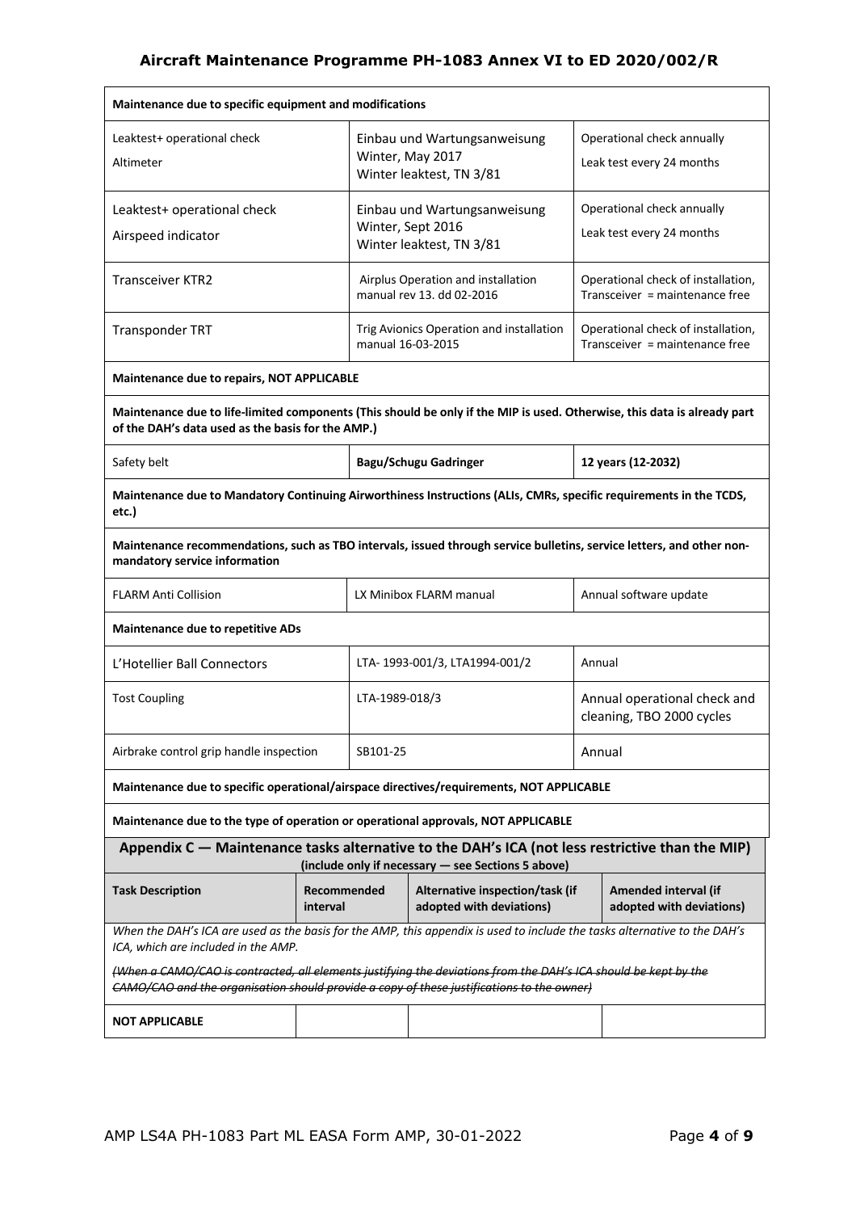| Maintenance due to specific equipment and modifications | | |
| --- | --- | --- |
| Leaktest+ operational check<br>Altimeter | Einbau und Wartungsanweisung Winter, May 2017<br>Winter leaktest, TN 3/81 | Operational check annually<br>Leak test every 24 months |
| Leaktest+ operational check<br>Airspeed indicator | Einbau und Wartungsanweisung Winter, Sept 2016<br>Winter leaktest, TN 3/81 | Operational check annually<br>Leak test every 24 months |
| Transceiver KTR2 | Airplus Operation and installation manual rev 13. dd 02-2016 | Operational check of installation, Transceiver = maintenance free |
| Transponder TRT | Trig Avionics Operation and installation manual 16-03-2015 | Operational check of installation, Transceiver = maintenance free |
| **Maintenance due to repairs, NOT APPLICABLE** | | |
| **Maintenance due to life-limited components (This should be only if the MIP is used. Otherwise, this data is already part of the DAH's data used as the basis for the AMP.)** | | |
| Safety belt | **Bagu/Schugu Gadringer** | **12 years (12-2032)** |
| **Maintenance due to Mandatory Continuing Airworthiness Instructions (ALIs, CMRs, specific requirements in the TCDS, etc.)** | | |
| **Maintenance recommendations, such as TBO intervals, issued through service bulletins, service letters, and other non-mandatory service information** | | |
| FLARM Anti Collision | LX Minibox FLARM manual | Annual software update |
| **Maintenance due to repetitive ADs** | | |
| L'Hotellier Ball Connectors | LTA- 1993-001/3, LTA1994-001/2 | Annual |
| Tost Coupling | LTA-1989-018/3 | Annual operational check and cleaning, TBO 2000 cycles |
| Airbrake control grip handle inspection | SB101-25 | Annual |
| **Maintenance due to specific operational/airspace directives/requirements, NOT APPLICABLE** | | |
| **Maintenance due to the type of operation or operational approvals, NOT APPLICABLE** | | |

## Appendix C — Maintenance tasks alternative to the DAH's ICA (not less restrictive than the MIP)

**(include only if necessary — see Sections 5 above)**

| Task Description | Recommended interval | Alternative inspection/task (if adopted with deviations) | Amended interval (if adopted with deviations) |
| --- | --- | --- | --- |
| *When the DAH's ICA are used as the basis for the AMP, this appendix is used to include the tasks alternative to the DAH's ICA, which are included in the AMP.*<br><br>~~*(When a CAMO/CAO is contracted, all elements justifying the deviations from the DAH's ICA should be kept by the CAMO/CAO and the organisation should provide a copy of these justifications to the owner)*~~ | | | |
| **NOT APPLICABLE** | | | |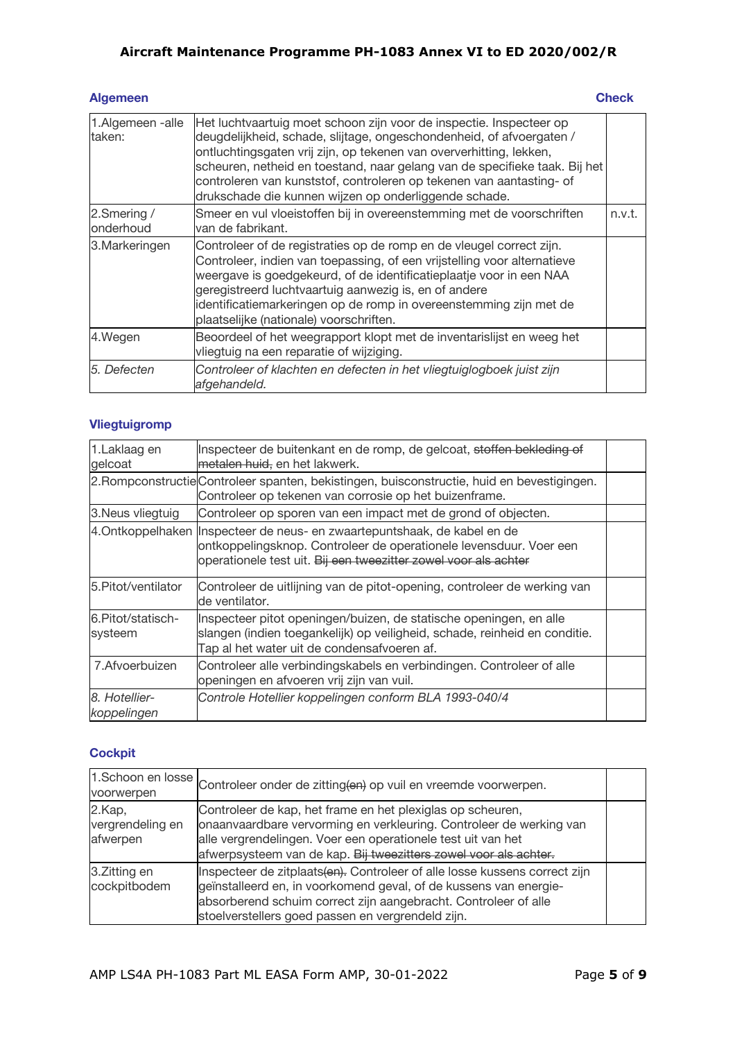| Algemeen | | Check |
|---|---|---|
| 1.Algemeen -alle taken: | Het luchtvaartuig moet schoon zijn voor de inspectie. Inspecteer op deugdelijkheid, schade, slijtage, ongeschondenheid, of afvoergaten / ontluchtingsgaten vrij zijn, op tekenen van oververhitting, lekken, scheuren, netheid en toestand, naar gelang van de specifieke taak. Bij het controleren van kunststof, controleren op tekenen van aantasting- of drukschade die kunnen wijzen op onderliggende schade. | |
| 2.Smering / onderhoud | Smeer en vul vloeistoffen bij in overeenstemming met de voorschriften van de fabrikant. | n.v.t. |
| 3.Markeringen | Controleer of de registraties op de romp en de vleugel correct zijn. Controleer, indien van toepassing, of een vrijstelling voor alternatieve weergave is goedgekeurd, of de identificatieplaatje voor in een NAA geregistreerd luchtvaartuig aanwezig is, en of andere identificatiemarkeringen op de romp in overeenstemming zijn met de plaatselijke (nationale) voorschriften. | |
| 4.Wegen | Beoordeel of het weegrapport klopt met de inventarislijst en weeg het vliegtuig na een reparatie of wijziging. | |
| *5. Defecten* | *Controleer of klachten en defecten in het vliegtuiglogboek juist zijn afgehandeld.* | |

### Vliegtuigromp

| | | |
|---|---|---|
| 1.Laklaag en gelcoat | Inspecteer de buitenkant en de romp, de gelcoat, ~~stoffen bekleding of metalen huid,~~ en het lakwerk. | |
| 2.Rompconstructie | Controleer spanten, bekistingen, buisconstructie, huid en bevestigingen. Controleer op tekenen van corrosie op het buizenframe. | |
| 3.Neus vliegtuig | Controleer op sporen van een impact met de grond of objecten. | |
| 4.Ontkoppelhaken | Inspecteer de neus- en zwaartepuntshaak, de kabel en de ontkoppelingsknop. Controleer de operationele levensduur. Voer een operationele test uit. ~~Bij een tweezitter zowel voor als achter~~ | |
| 5.Pitot/ventilator | Controleer de uitlijning van de pitot-opening, controleer de werking van de ventilator. | |
| 6.Pitot/statisch-systeem | Inspecteer pitot openingen/buizen, de statische openingen, en alle slangen (indien toegankelijk) op veiligheid, schade, reinheid en conditie. Tap al het water uit de condensafvoeren af. | |
| 7.Afvoerbuizen | Controleer alle verbindingskabels en verbindingen. Controleer of alle openingen en afvoeren vrij zijn van vuil. | |
| *8. Hotellier-koppelingen* | *Controle Hotellier koppelingen conform BLA 1993-040/4* | |

### Cockpit

| | | |
|---|---|---|
| 1.Schoon en losse voorwerpen | Controleer onder de zitting~~(en)~~ op vuil en vreemde voorwerpen. | |
| 2.Kap, vergrendeling en afwerpen | Controleer de kap, het frame en het plexiglas op scheuren, onaanvaardbare vervorming en verkleuring. Controleer de werking van alle vergrendelingen. Voer een operationele test uit van het afwerpsysteem van de kap. ~~Bij tweezitters zowel voor als achter.~~ | |
| 3.Zitting en cockpitbodem | Inspecteer de zitplaats~~(en).~~ Controleer of alle losse kussens correct zijn geïnstalleerd en, in voorkomend geval, of de kussens van energie-absorberend schuim correct zijn aangebracht. Controleer of alle stoelverstellers goed passen en vergrendeld zijn. | |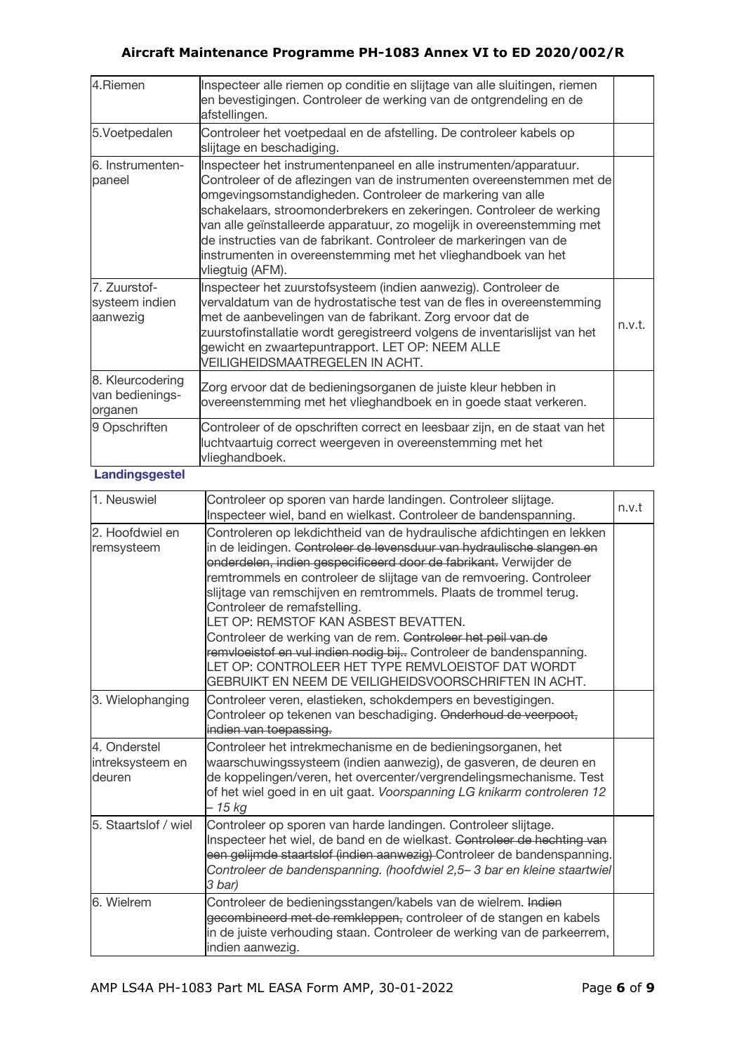| | | |
|---|---|---|
| 4.Riemen | Inspecteer alle riemen op conditie en slijtage van alle sluitingen, riemen en bevestigingen. Controleer de werking van de ontgrendeling en de afstellingen. | |
| 5.Voetpedalen | Controleer het voetpedaal en de afstelling. De controleer kabels op slijtage en beschadiging. | |
| 6. Instrumenten-paneel | Inspecteer het instrumentenpaneel en alle instrumenten/apparatuur. Controleer of de aflezingen van de instrumenten overeenstemmen met de omgevingsomstandigheden. Controleer de markering van alle schakelaars, stroomonderbrekers en zekeringen. Controleer de werking van alle geïnstalleerde apparatuur, zo mogelijk in overeenstemming met de instructies van de fabrikant. Controleer de markeringen van de instrumenten in overeenstemming met het vlieghandboek van het vliegtuig (AFM). | |
| 7. Zuurstof-systeem indien aanwezig | Inspecteer het zuurstofsysteem (indien aanwezig). Controleer de vervaldatum van de hydrostatische test van de fles in overeenstemming met de aanbevelingen van de fabrikant. Zorg ervoor dat de zuurstofinstallatie wordt geregistreerd volgens de inventarislijst van het gewicht en zwaartepuntrapport. LET OP: NEEM ALLE VEILIGHEIDSMAATREGELEN IN ACHT. | n.v.t. |
| 8. Kleurcodering van bedienings-organen | Zorg ervoor dat de bedieningsorganen de juiste kleur hebben in overeenstemming met het vlieghandboek en in goede staat verkeren. | |
| 9 Opschriften | Controleer of de opschriften correct en leesbaar zijn, en de staat van het luchtvaartuig correct weergeven in overeenstemming met het vlieghandboek. | |

**Landingsgestel**

| | | |
|---|---|---|
| 1. Neuswiel | Controleer op sporen van harde landingen. Controleer slijtage. Inspecteer wiel, band en wielkast. Controleer de bandenspanning. | n.v.t |
| 2. Hoofdwiel en remsysteem | Controleren op lekdichtheid van de hydraulische afdichtingen en lekken in de leidingen. ~~Controleer de levensduur van hydraulische slangen en onderdelen, indien gespecificeerd door de fabrikant.~~ Verwijder de remtrommels en controleer de slijtage van de remvoering. Controleer slijtage van remschijven en remtrommels. Plaats de trommel terug. Controleer de remafstelling.<br>LET OP: REMSTOF KAN ASBEST BEVATTEN.<br>Controleer de werking van de rem. ~~Controleer het peil van de remvloeistof en vul indien nodig bij.~~. Controleer de bandenspanning.<br>LET OP: CONTROLEER HET TYPE REMVLOEISTOF DAT WORDT GEBRUIKT EN NEEM DE VEILIGHEIDSVOORSCHRIFTEN IN ACHT. | |
| 3. Wielophanging | Controleer veren, elastieken, schokdempers en bevestigingen. Controleer op tekenen van beschadiging. ~~Onderhoud de veerpoot, indien van toepassing.~~ | |
| 4. Onderstel intreksysteem en deuren | Controleer het intrekmechanisme en de bedieningsorganen, het waarschuwingssysteem (indien aanwezig), de gasveren, de deuren en de koppelingen/veren, het overcenter/vergrendelingsmechanisme. Test of het wiel goed in en uit gaat. *Voorspanning LG knikarm controleren 12 – 15 kg* | |
| 5. Staartslof / wiel | Controleer op sporen van harde landingen. Controleer slijtage. Inspecteer het wiel, de band en de wielkast. ~~Controleer de hechting van een gelijmde staartslof (indien aanwezig)~~ Controleer de bandenspanning. *Controleer de bandenspanning. (hoofdwiel 2,5– 3 bar en kleine staartwiel 3 bar)* | |
| 6. Wielrem | Controleer de bedieningsstangen/kabels van de wielrem. ~~Indien gecombineerd met de remkleppen,~~ controleer of de stangen en kabels in de juiste verhouding staan. Controleer de werking van de parkeerrem, indien aanwezig. | |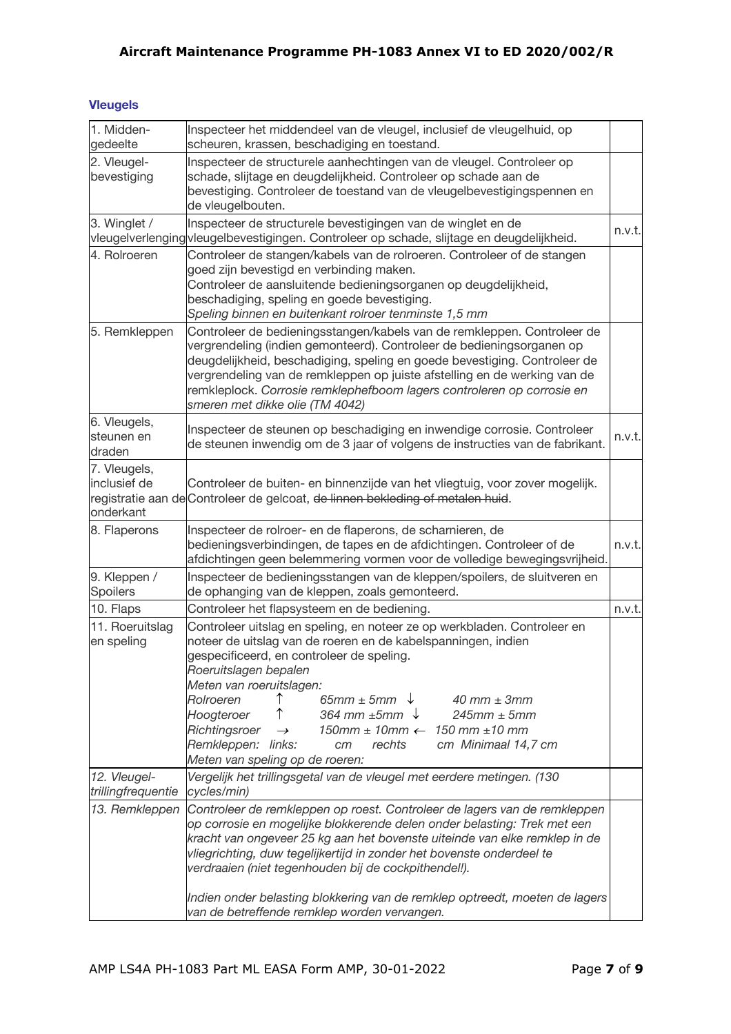## Vleugels

| | | |
|---|---|---|
| 1. Midden-gedeelte | Inspecteer het middendeel van de vleugel, inclusief de vleugelhuid, op scheuren, krassen, beschadiging en toestand. | |
| 2. Vleugel-bevestiging | Inspecteer de structurele aanhechtingen van de vleugel. Controleer op schade, slijtage en deugdelijkheid. Controleer op schade aan de bevestiging. Controleer de toestand van de vleugelbevestigingspennen en de vleugelbouten. | |
| 3. Winglet / vleugelverlenging | Inspecteer de structurele bevestigingen van de winglet en de vleugelbevestigingen. Controleer op schade, slijtage en deugdelijkheid. | n.v.t. |
| 4. Rolroeren | Controleer de stangen/kabels van de rolroeren. Controleer of de stangen goed zijn bevestigd en verbinding maken.<br>Controleer de aansluitende bedieningsorganen op deugdelijkheid, beschadiging, speling en goede bevestiging.<br>*Speling binnen en buitenkant rolroer tenminste 1,5 mm* | |
| 5. Remkleppen | Controleer de bedieningsstangen/kabels van de remkleppen. Controleer de vergrendeling (indien gemonteerd). Controleer de bedieningsorganen op deugdelijkheid, beschadiging, speling en goede bevestiging. Controleer de vergrendeling van de remkleppen op juiste afstelling en de werking van de remkleplock. *Corrosie remklephefboom lagers controleren op corrosie en smeren met dikke olie (TM 4042)* | |
| 6. Vleugels, steunen en draden | Inspecteer de steunen op beschadiging en inwendige corrosie. Controleer de steunen inwendig om de 3 jaar of volgens de instructies van de fabrikant. | n.v.t. |
| 7. Vleugels, inclusief de registratie aan de onderkant | Controleer de buiten- en binnenzijde van het vliegtuig, voor zover mogelijk. Controleer de gelcoat, ~~de linnen bekleding of metalen huid~~. | |
| 8. Flaperons | Inspecteer de rolroer- en de flaperons, de scharnieren, de bedieningsverbindingen, de tapes en de afdichtingen. Controleer of de afdichtingen geen belemmering vormen voor de volledige bewegingsvrijheid. | n.v.t. |
| 9. Kleppen / Spoilers | Inspecteer de bedieningsstangen van de kleppen/spoilers, de sluitveren en de ophanging van de kleppen, zoals gemonteerd. | |
| 10. Flaps | Controleer het flapsysteem en de bediening. | n.v.t. |
| 11. Roeruitslag en speling | Controleer uitslag en speling, en noteer ze op werkbladen. Controleer en noteer de uitslag van de roeren en de kabelspanningen, indien gespecificeerd, en controleer de speling.<br>*Roeruitslagen bepalen*<br>*Meten van roeruitslagen:*<br>*Rolroeren* ↑ *65mm ± 5mm* ↓ *40 mm ± 3mm*<br>*Hoogteroer* ↑ *364 mm ±5mm* ↓ *245mm ± 5mm*<br>*Richtingsroer* → *150mm ± 10mm* ← *150 mm ±10 mm*<br>*Remkleppen: links: cm rechts cm Minimaal 14,7 cm*<br>*Meten van speling op de roeren:* | |
| *12. Vleugel-trillingfrequentie* | *Vergelijk het trillingsgetal van de vleugel met eerdere metingen. (130 cycles/min)* | |
| *13. Remkleppen* | *Controleer de remkleppen op roest. Controleer de lagers van de remkleppen op corrosie en mogelijke blokkerende delen onder belasting: Trek met een kracht van ongeveer 25 kg aan het bovenste uiteinde van elke remklep in de vliegrichting, duw tegelijkertijd in zonder het bovenste onderdeel te verdraaien (niet tegenhouden bij de cockpithendel!).*<br><br>*Indien onder belasting blokkering van de remklep optreedt, moeten de lagers van de betreffende remklep worden vervangen.* | |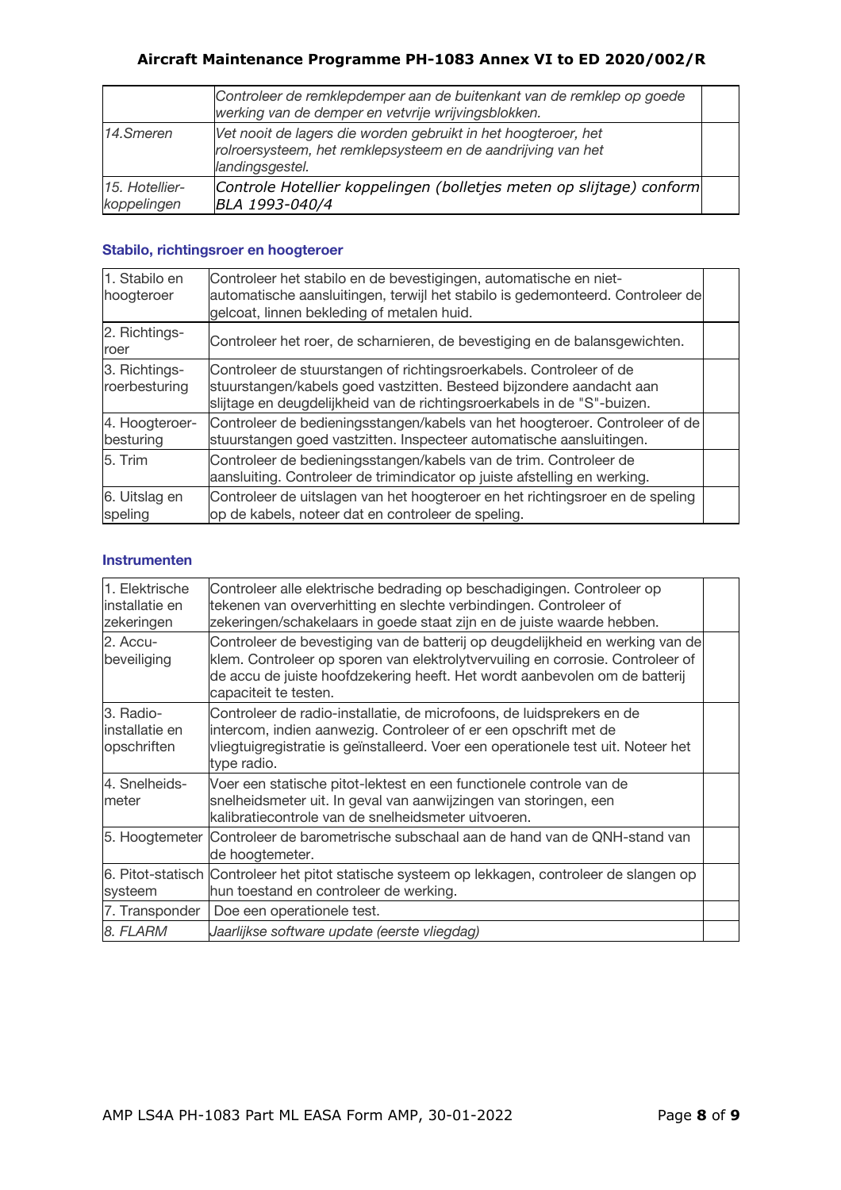| | | |
|---|---|---|
| | *Controleer de remklepdemper aan de buitenkant van de remklep op goede werking van de demper en vetvrije wrijvingsblokken.* | |
| *14.Smeren* | *Vet nooit de lagers die worden gebruikt in het hoogteroer, het rolroersysteem, het remklepsysteem en de aandrijving van het landingsgestel.* | |
| *15. Hotellier-koppelingen* | *Controle Hotellier koppelingen (bolletjes meten op slijtage) conform BLA 1993-040/4* | |

### Stabilo, richtingsroer en hoogteroer

| | | |
|---|---|---|
| 1. Stabilo en hoogteroer | Controleer het stabilo en de bevestigingen, automatische en niet-automatische aansluitingen, terwijl het stabilo is gedemonteerd. Controleer de gelcoat, linnen bekleding of metalen huid. | |
| 2. Richtings-roer | Controleer het roer, de scharnieren, de bevestiging en de balansgewichten. | |
| 3. Richtings-roerbesturing | Controleer de stuurstangen of richtingsroerkabels. Controleer of de stuurstangen/kabels goed vastzitten. Besteed bijzondere aandacht aan slijtage en deugdelijkheid van de richtingsroerkabels in de "S"-buizen. | |
| 4. Hoogteroer-besturing | Controleer de bedieningsstangen/kabels van het hoogteroer. Controleer of de stuurstangen goed vastzitten. Inspecteer automatische aansluitingen. | |
| 5. Trim | Controleer de bedieningsstangen/kabels van de trim. Controleer de aansluiting. Controleer de trimindicator op juiste afstelling en werking. | |
| 6. Uitslag en speling | Controleer de uitslagen van het hoogteroer en het richtingsroer en de speling op de kabels, noteer dat en controleer de speling. | |

### Instrumenten

| | | |
|---|---|---|
| 1. Elektrische installatie en zekeringen | Controleer alle elektrische bedrading op beschadigingen. Controleer op tekenen van oververhitting en slechte verbindingen. Controleer of zekeringen/schakelaars in goede staat zijn en de juiste waarde hebben. | |
| 2. Accu-beveiliging | Controleer de bevestiging van de batterij op deugdelijkheid en werking van de klem. Controleer op sporen van elektrolytvervuiling en corrosie. Controleer of de accu de juiste hoofdzekering heeft. Het wordt aanbevolen om de batterij capaciteit te testen. | |
| 3. Radio-installatie en opschriften | Controleer de radio-installatie, de microfoons, de luidsprekers en de intercom, indien aanwezig. Controleer of er een opschrift met de vliegtuigregistratie is geïnstalleerd. Voer een operationele test uit. Noteer het type radio. | |
| 4. Snelheids-meter | Voer een statische pitot-lektest en een functionele controle van de snelheidsmeter uit. In geval van aanwijzingen van storingen, een kalibratiecontrole van de snelheidsmeter uitvoeren. | |
| 5. Hoogtemeter | Controleer de barometrische subschaal aan de hand van de QNH-stand van de hoogtemeter. | |
| 6. Pitot-statisch systeem | Controleer het pitot statische systeem op lekkagen, controleer de slangen op hun toestand en controleer de werking. | |
| 7. Transponder | Doe een operationele test. | |
| *8. FLARM* | *Jaarlijkse software update (eerste vliegdag)* | |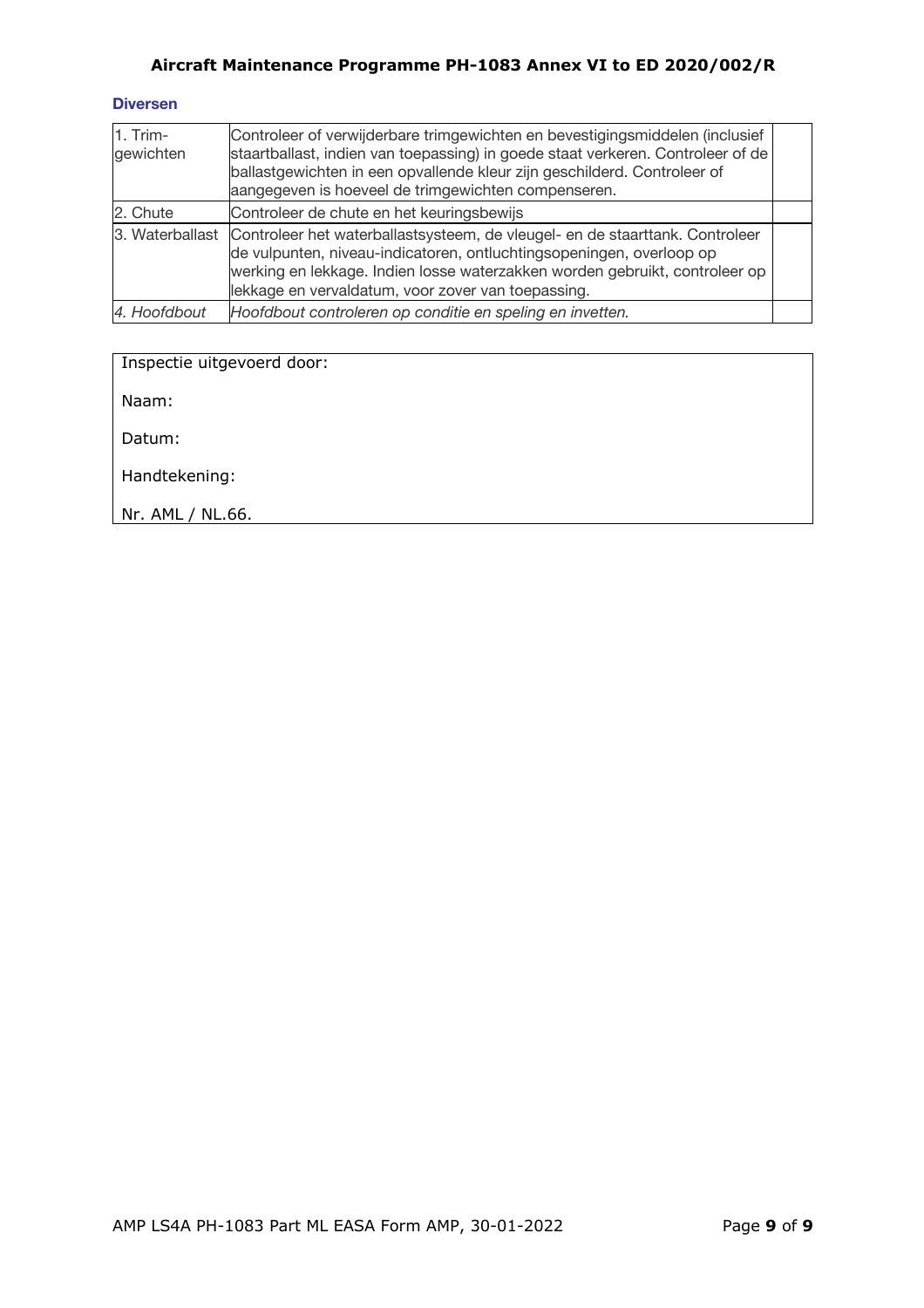### Diversen

| | | |
|---|---|---|
| 1. Trim-gewichten | Controleer of verwijderbare trimgewichten en bevestigingsmiddelen (inclusief staartballast, indien van toepassing) in goede staat verkeren. Controleer of de ballastgewichten in een opvallende kleur zijn geschilderd. Controleer of aangegeven is hoeveel de trimgewichten compenseren. | |
| 2. Chute | Controleer de chute en het keuringsbewijs | |
| 3. Waterballast | Controleer het waterballastsysteem, de vleugel- en de staarttank. Controleer de vulpunten, niveau-indicatoren, ontluchtingsopeningen, overloop op werking en lekkage. Indien losse waterzakken worden gebruikt, controleer op lekkage en vervaldatum, voor zover van toepassing. | |
| *4. Hoofdbout* | *Hoofdbout controleren op conditie en speling en invetten.* | |

Inspectie uitgevoerd door:

Naam:

Datum:

Handtekening:

Nr. AML / NL.66.